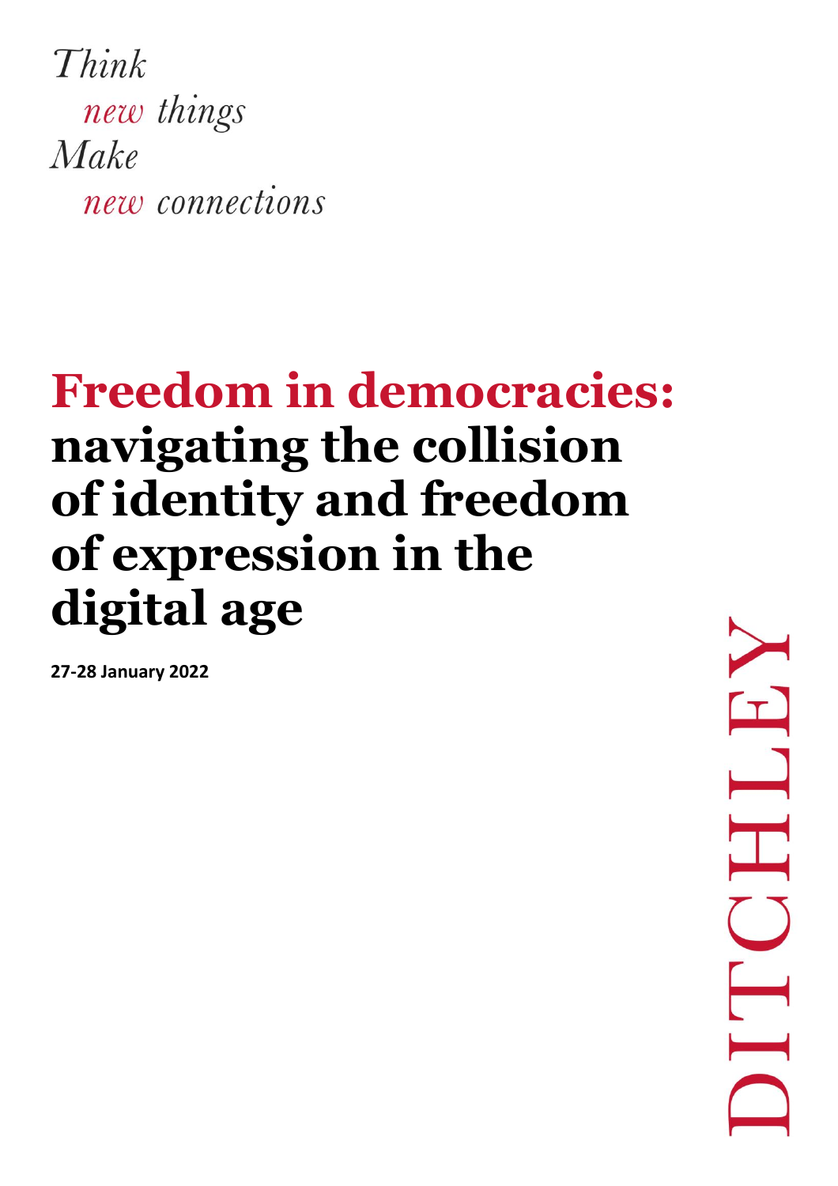*Think*
*new things*
*Make*
*new connections*

# Freedom in democracies: navigating the collision of identity and freedom of expression in the digital age

**27-28 January 2022**

DITCHLEY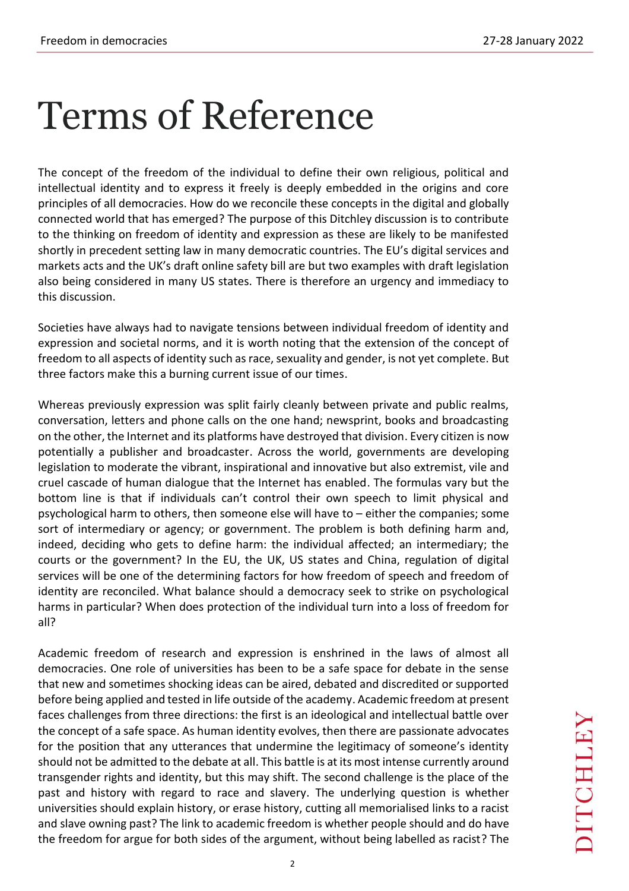# Terms of Reference

The concept of the freedom of the individual to define their own religious, political and intellectual identity and to express it freely is deeply embedded in the origins and core principles of all democracies. How do we reconcile these concepts in the digital and globally connected world that has emerged? The purpose of this Ditchley discussion is to contribute to the thinking on freedom of identity and expression as these are likely to be manifested shortly in precedent setting law in many democratic countries. The EU's digital services and markets acts and the UK's draft online safety bill are but two examples with draft legislation also being considered in many US states. There is therefore an urgency and immediacy to this discussion.

Societies have always had to navigate tensions between individual freedom of identity and expression and societal norms, and it is worth noting that the extension of the concept of freedom to all aspects of identity such as race, sexuality and gender, is not yet complete. But three factors make this a burning current issue of our times.

Whereas previously expression was split fairly cleanly between private and public realms, conversation, letters and phone calls on the one hand; newsprint, books and broadcasting on the other, the Internet and its platforms have destroyed that division. Every citizen is now potentially a publisher and broadcaster. Across the world, governments are developing legislation to moderate the vibrant, inspirational and innovative but also extremist, vile and cruel cascade of human dialogue that the Internet has enabled. The formulas vary but the bottom line is that if individuals can't control their own speech to limit physical and psychological harm to others, then someone else will have to – either the companies; some sort of intermediary or agency; or government. The problem is both defining harm and, indeed, deciding who gets to define harm: the individual affected; an intermediary; the courts or the government? In the EU, the UK, US states and China, regulation of digital services will be one of the determining factors for how freedom of speech and freedom of identity are reconciled. What balance should a democracy seek to strike on psychological harms in particular? When does protection of the individual turn into a loss of freedom for all?

Academic freedom of research and expression is enshrined in the laws of almost all democracies. One role of universities has been to be a safe space for debate in the sense that new and sometimes shocking ideas can be aired, debated and discredited or supported before being applied and tested in life outside of the academy. Academic freedom at present faces challenges from three directions: the first is an ideological and intellectual battle over the concept of a safe space. As human identity evolves, then there are passionate advocates for the position that any utterances that undermine the legitimacy of someone's identity should not be admitted to the debate at all. This battle is at its most intense currently around transgender rights and identity, but this may shift. The second challenge is the place of the past and history with regard to race and slavery. The underlying question is whether universities should explain history, or erase history, cutting all memorialised links to a racist and slave owning past? The link to academic freedom is whether people should and do have the freedom for argue for both sides of the argument, without being labelled as racist? The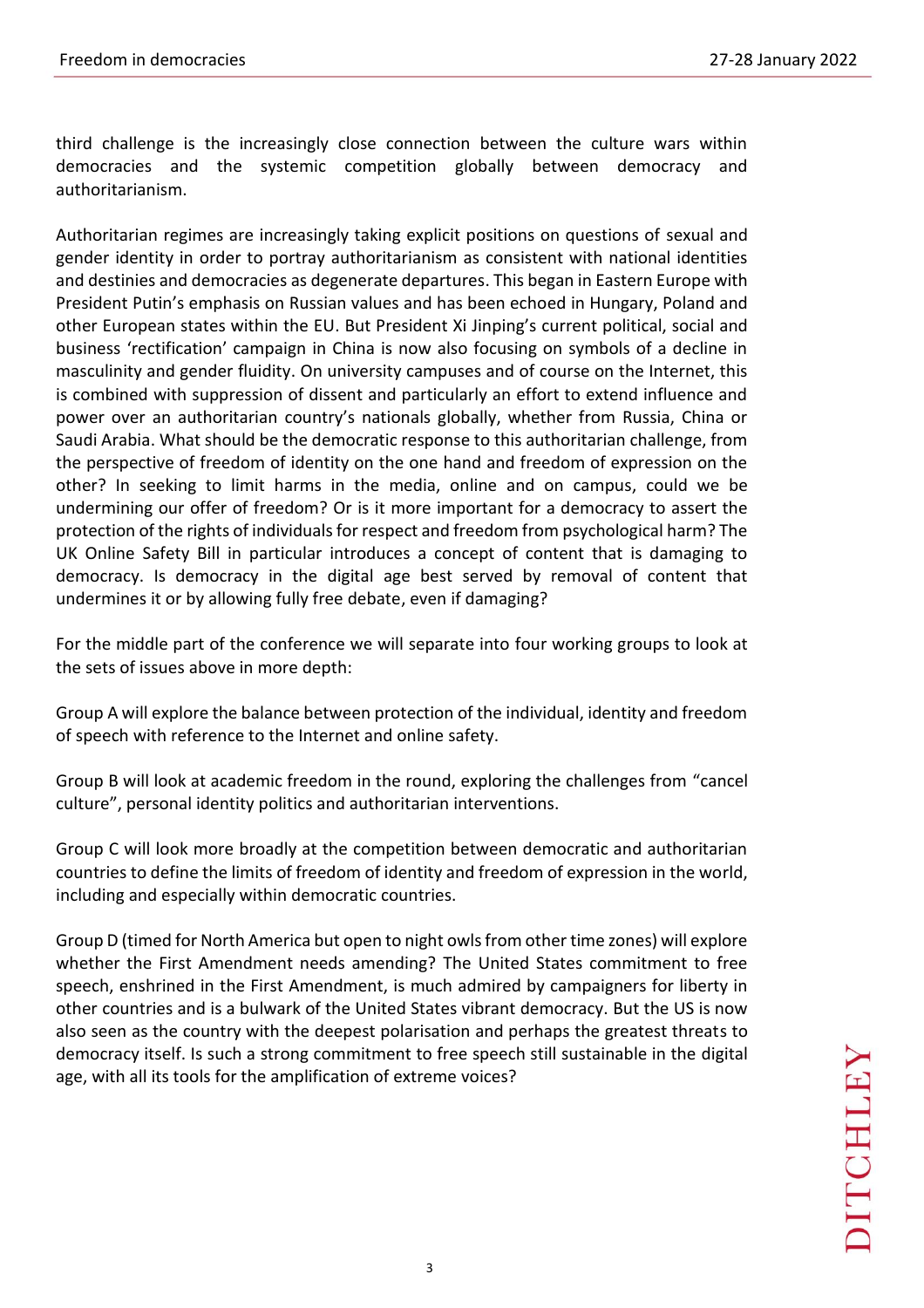third challenge is the increasingly close connection between the culture wars within democracies and the systemic competition globally between democracy and authoritarianism.

Authoritarian regimes are increasingly taking explicit positions on questions of sexual and gender identity in order to portray authoritarianism as consistent with national identities and destinies and democracies as degenerate departures. This began in Eastern Europe with President Putin's emphasis on Russian values and has been echoed in Hungary, Poland and other European states within the EU. But President Xi Jinping's current political, social and business 'rectification' campaign in China is now also focusing on symbols of a decline in masculinity and gender fluidity. On university campuses and of course on the Internet, this is combined with suppression of dissent and particularly an effort to extend influence and power over an authoritarian country's nationals globally, whether from Russia, China or Saudi Arabia. What should be the democratic response to this authoritarian challenge, from the perspective of freedom of identity on the one hand and freedom of expression on the other? In seeking to limit harms in the media, online and on campus, could we be undermining our offer of freedom? Or is it more important for a democracy to assert the protection of the rights of individuals for respect and freedom from psychological harm? The UK Online Safety Bill in particular introduces a concept of content that is damaging to democracy. Is democracy in the digital age best served by removal of content that undermines it or by allowing fully free debate, even if damaging?

For the middle part of the conference we will separate into four working groups to look at the sets of issues above in more depth:

Group A will explore the balance between protection of the individual, identity and freedom of speech with reference to the Internet and online safety.

Group B will look at academic freedom in the round, exploring the challenges from "cancel culture", personal identity politics and authoritarian interventions.

Group C will look more broadly at the competition between democratic and authoritarian countries to define the limits of freedom of identity and freedom of expression in the world, including and especially within democratic countries.

Group D (timed for North America but open to night owls from other time zones) will explore whether the First Amendment needs amending? The United States commitment to free speech, enshrined in the First Amendment, is much admired by campaigners for liberty in other countries and is a bulwark of the United States vibrant democracy. But the US is now also seen as the country with the deepest polarisation and perhaps the greatest threats to democracy itself. Is such a strong commitment to free speech still sustainable in the digital age, with all its tools for the amplification of extreme voices?